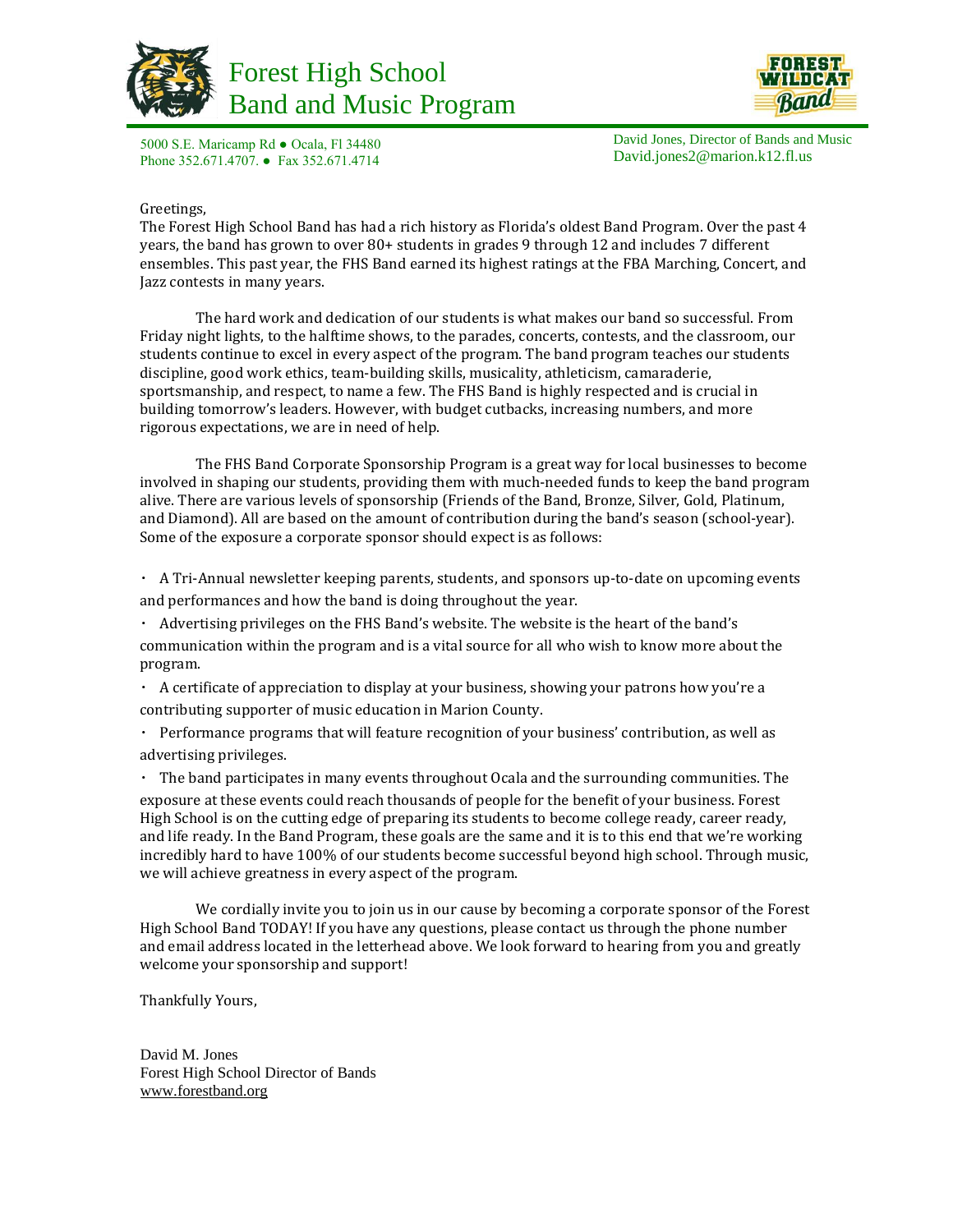# Forest High School Band and Music Program

5000 S.E. Maricamp Rd ● Ocala, Fl 34480
Phone 352.671.4707. ● Fax 352.671.4714

David Jones, Director of Bands and Music
David.jones2@marion.k12.fl.us

Greetings,

The Forest High School Band has had a rich history as Florida's oldest Band Program. Over the past 4 years, the band has grown to over 80+ students in grades 9 through 12 and includes 7 different ensembles. This past year, the FHS Band earned its highest ratings at the FBA Marching, Concert, and Jazz contests in many years.

The hard work and dedication of our students is what makes our band so successful. From Friday night lights, to the halftime shows, to the parades, concerts, contests, and the classroom, our students continue to excel in every aspect of the program. The band program teaches our students discipline, good work ethics, team-building skills, musicality, athleticism, camaraderie, sportsmanship, and respect, to name a few. The FHS Band is highly respected and is crucial in building tomorrow's leaders. However, with budget cutbacks, increasing numbers, and more rigorous expectations, we are in need of help.

The FHS Band Corporate Sponsorship Program is a great way for local businesses to become involved in shaping our students, providing them with much-needed funds to keep the band program alive. There are various levels of sponsorship (Friends of the Band, Bronze, Silver, Gold, Platinum, and Diamond). All are based on the amount of contribution during the band's season (school-year). Some of the exposure a corporate sponsor should expect is as follows:

- A Tri-Annual newsletter keeping parents, students, and sponsors up-to-date on upcoming events and performances and how the band is doing throughout the year.
- Advertising privileges on the FHS Band's website. The website is the heart of the band's communication within the program and is a vital source for all who wish to know more about the program.
- A certificate of appreciation to display at your business, showing your patrons how you're a contributing supporter of music education in Marion County.
- Performance programs that will feature recognition of your business' contribution, as well as advertising privileges.
- The band participates in many events throughout Ocala and the surrounding communities. The exposure at these events could reach thousands of people for the benefit of your business. Forest High School is on the cutting edge of preparing its students to become college ready, career ready, and life ready. In the Band Program, these goals are the same and it is to this end that we're working incredibly hard to have 100% of our students become successful beyond high school. Through music, we will achieve greatness in every aspect of the program.

We cordially invite you to join us in our cause by becoming a corporate sponsor of the Forest High School Band TODAY! If you have any questions, please contact us through the phone number and email address located in the letterhead above. We look forward to hearing from you and greatly welcome your sponsorship and support!

Thankfully Yours,

David M. Jones
Forest High School Director of Bands
www.forestband.org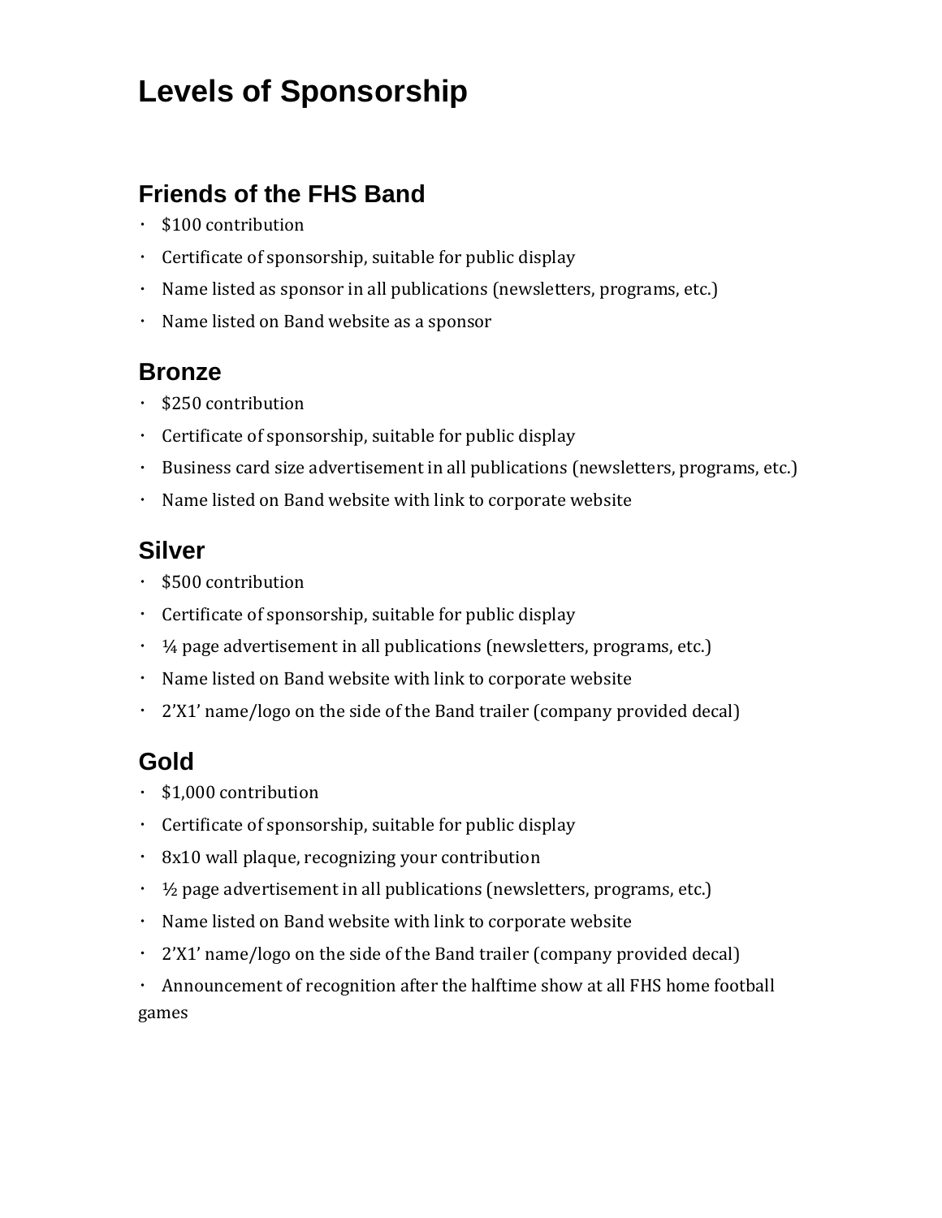# Levels of Sponsorship

## Friends of the FHS Band

- $100 contribution
- Certificate of sponsorship, suitable for public display
- Name listed as sponsor in all publications (newsletters, programs, etc.)
- Name listed on Band website as a sponsor

## Bronze

- $250 contribution
- Certificate of sponsorship, suitable for public display
- Business card size advertisement in all publications (newsletters, programs, etc.)
- Name listed on Band website with link to corporate website

## Silver

- $500 contribution
- Certificate of sponsorship, suitable for public display
- ¼ page advertisement in all publications (newsletters, programs, etc.)
- Name listed on Band website with link to corporate website
- 2'X1' name/logo on the side of the Band trailer (company provided decal)

## Gold

- $1,000 contribution
- Certificate of sponsorship, suitable for public display
- 8x10 wall plaque, recognizing your contribution
- ½ page advertisement in all publications (newsletters, programs, etc.)
- Name listed on Band website with link to corporate website
- 2'X1' name/logo on the side of the Band trailer (company provided decal)
- Announcement of recognition after the halftime show at all FHS home football games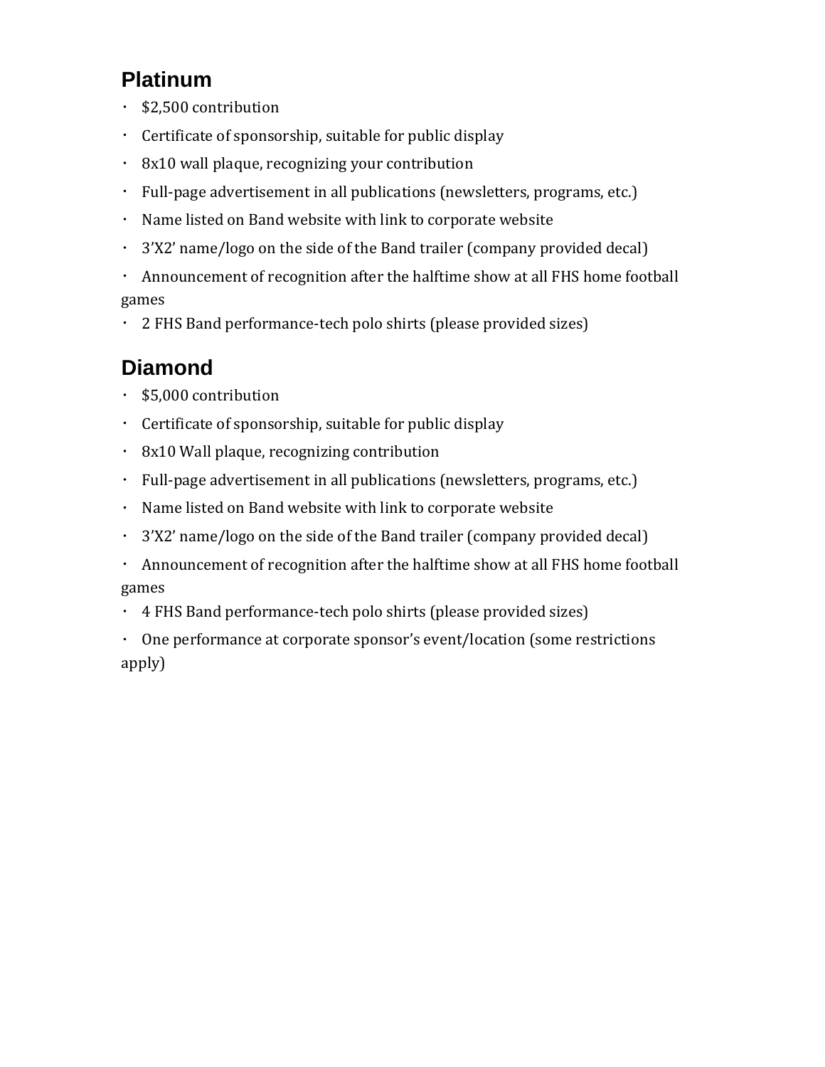## Platinum

- $2,500 contribution
- Certificate of sponsorship, suitable for public display
- 8x10 wall plaque, recognizing your contribution
- Full-page advertisement in all publications (newsletters, programs, etc.)
- Name listed on Band website with link to corporate website
- 3'X2' name/logo on the side of the Band trailer (company provided decal)
- Announcement of recognition after the halftime show at all FHS home football games
- 2 FHS Band performance-tech polo shirts (please provided sizes)

## Diamond

- $5,000 contribution
- Certificate of sponsorship, suitable for public display
- 8x10 Wall plaque, recognizing contribution
- Full-page advertisement in all publications (newsletters, programs, etc.)
- Name listed on Band website with link to corporate website
- 3'X2' name/logo on the side of the Band trailer (company provided decal)
- Announcement of recognition after the halftime show at all FHS home football games
- 4 FHS Band performance-tech polo shirts (please provided sizes)
- One performance at corporate sponsor's event/location (some restrictions apply)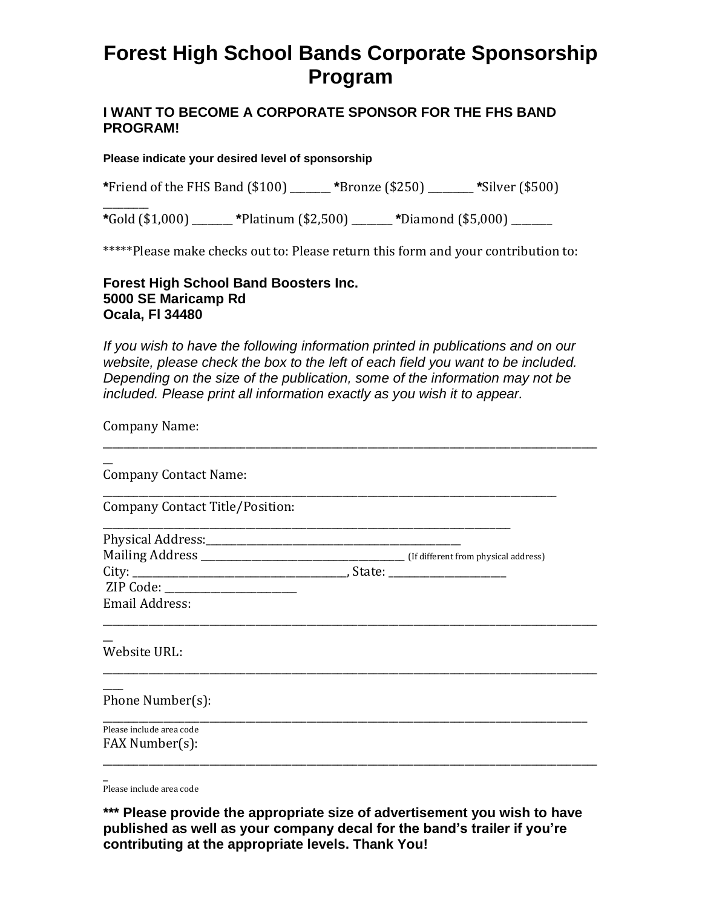# Forest High School Bands Corporate Sponsorship Program

### I WANT TO BECOME A CORPORATE SPONSOR FOR THE FHS BAND PROGRAM!

**Please indicate your desired level of sponsorship**

**\***Friend of the FHS Band ($100) ________ **\***Bronze ($250) _________ **\***Silver ($500) _________

**\***Gold ($1,000) ________ **\***Platinum ($2,500) ________ **\***Diamond ($5,000) ________

*****Please make checks out to: Please return this form and your contribution to:

**Forest High School Band Boosters Inc.**
**5000 SE Maricamp Rd**
**Ocala, Fl 34480**

*If you wish to have the following information printed in publications and on our website, please check the box to the left of each field you want to be included. Depending on the size of the publication, some of the information may not be included. Please print all information exactly as you wish it to appear.*

Company Name: ___________________________________________________________________________________________

Company Contact Name: ___________________________________________________________________________________________

Company Contact Title/Position: ___________________________________________________________________________________________

Physical Address:_____________________________________________________

Mailing Address ____________________________________________ (If different from physical address)

City: ____________________________________________, State: _________________________

ZIP Code: ___________________________

Email Address: ___________________________________________________________________________________________

Website URL: ___________________________________________________________________________________________

Phone Number(s): ___________________________________________________________________________________________

Please include area code

FAX Number(s): ___________________________________________________________________________________________

Please include area code

**\*\*\* Please provide the appropriate size of advertisement you wish to have published as well as your company decal for the band's trailer if you're contributing at the appropriate levels. Thank You!**